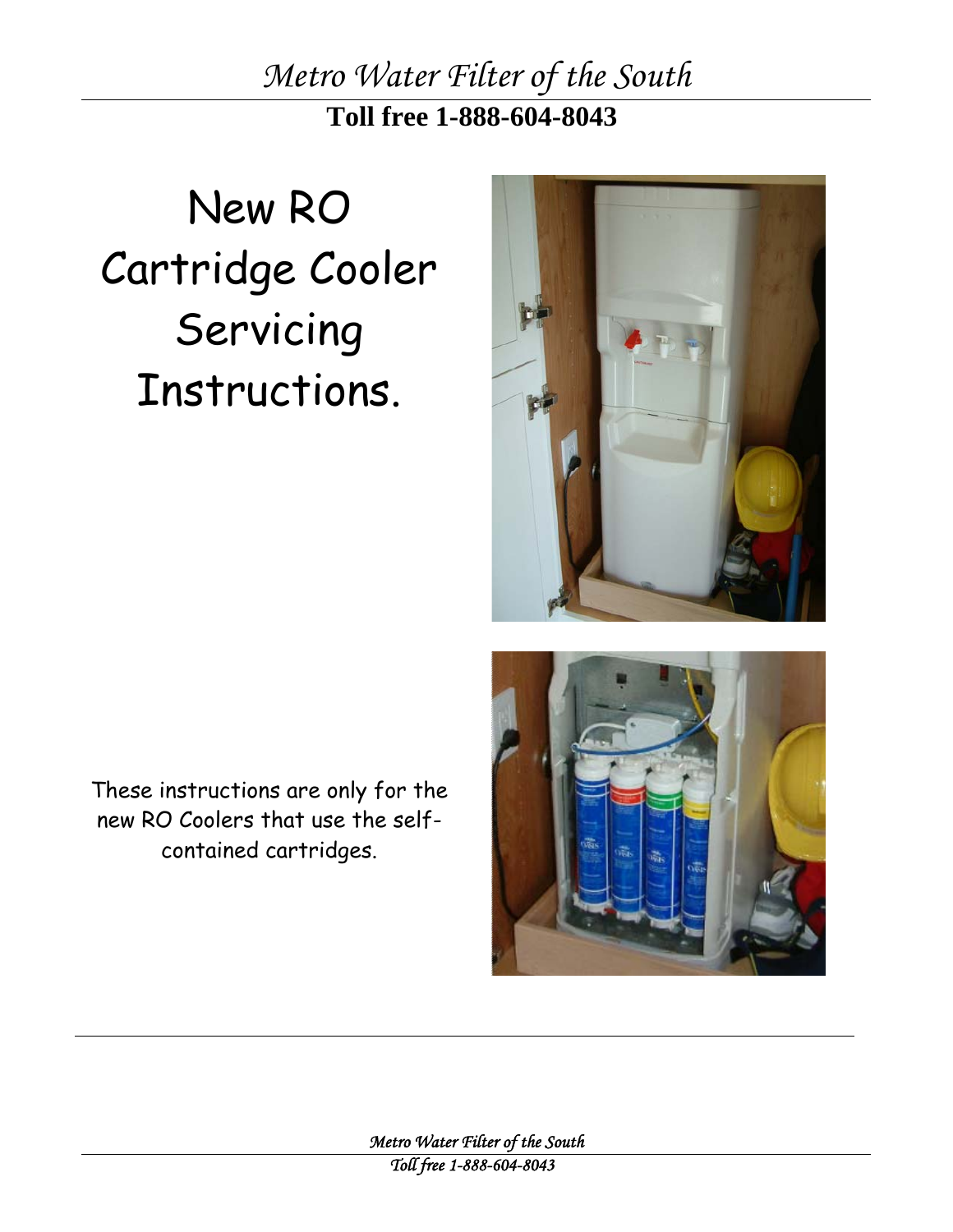# Metro Water Filter of the South

**Toll free 1-888-604-8043**

# New RO Cartridge Cooler Servicing Instructions.

These instructions are only for the new RO Coolers that use the self-contained cartridges.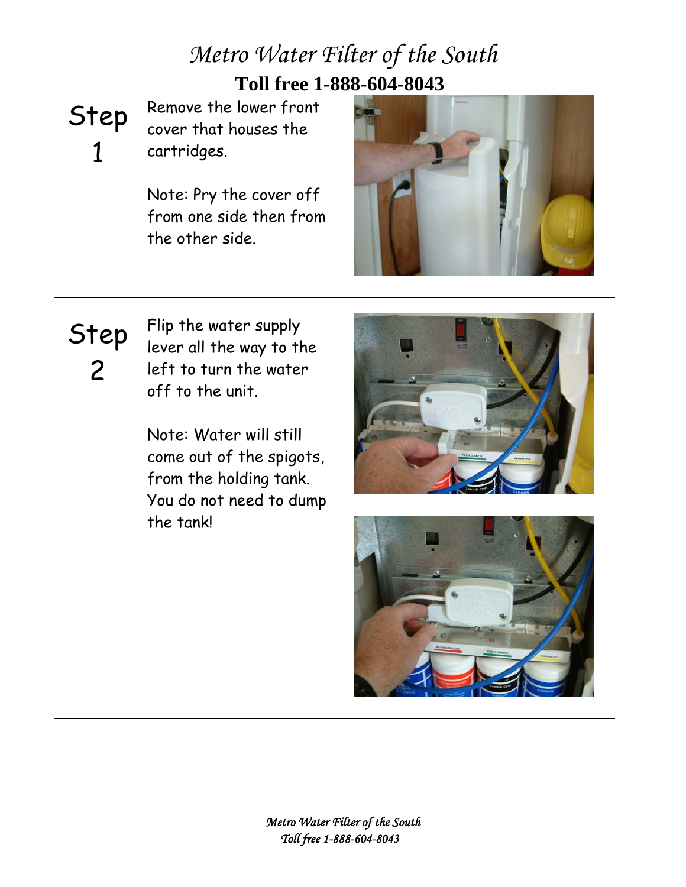## Step 1

Remove the lower front cover that houses the cartridges.

Note: Pry the cover off from one side then from the other side.

## Step 2

Flip the water supply lever all the way to the left to turn the water off to the unit.

Note: Water will still come out of the spigots, from the holding tank. You do not need to dump the tank!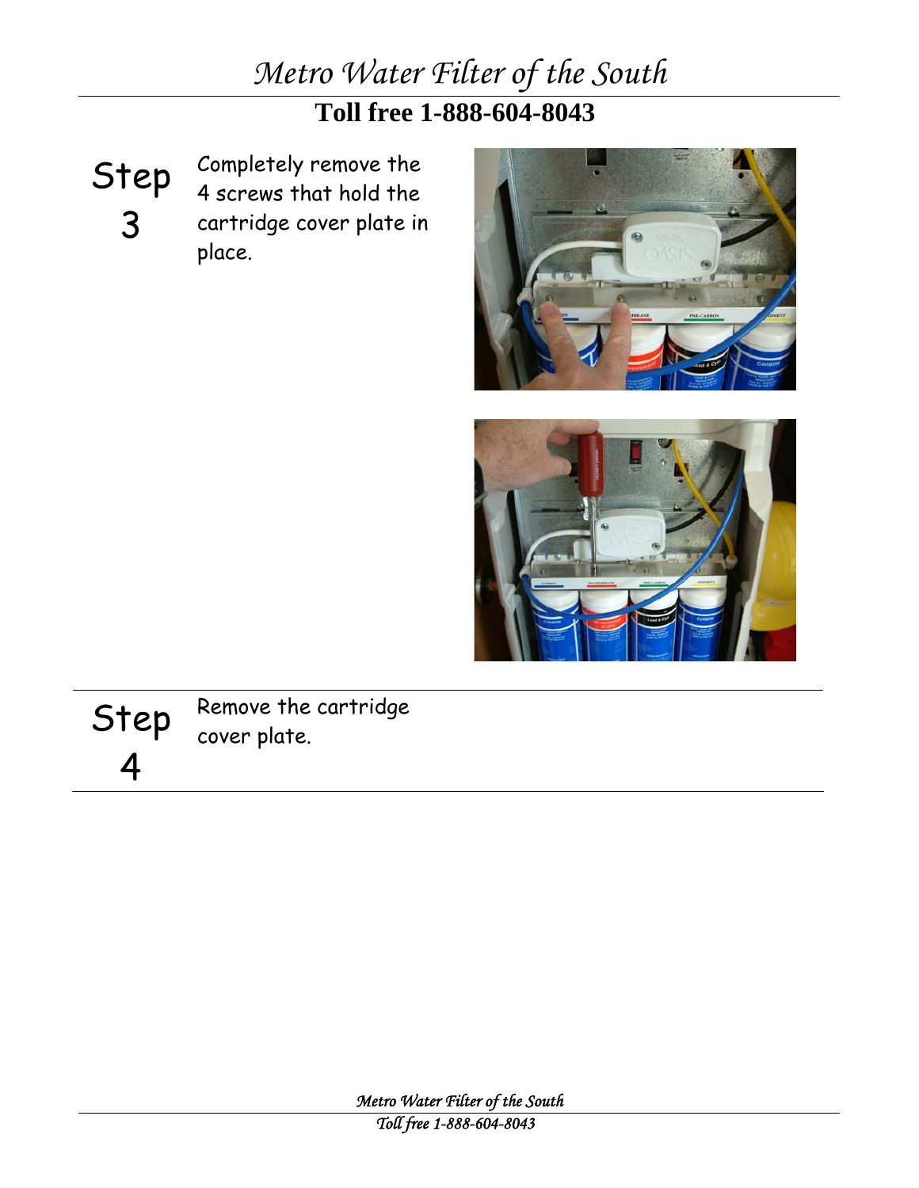## Step 3

Completely remove the 4 screws that hold the cartridge cover plate in place.

## Step 4

Remove the cartridge cover plate.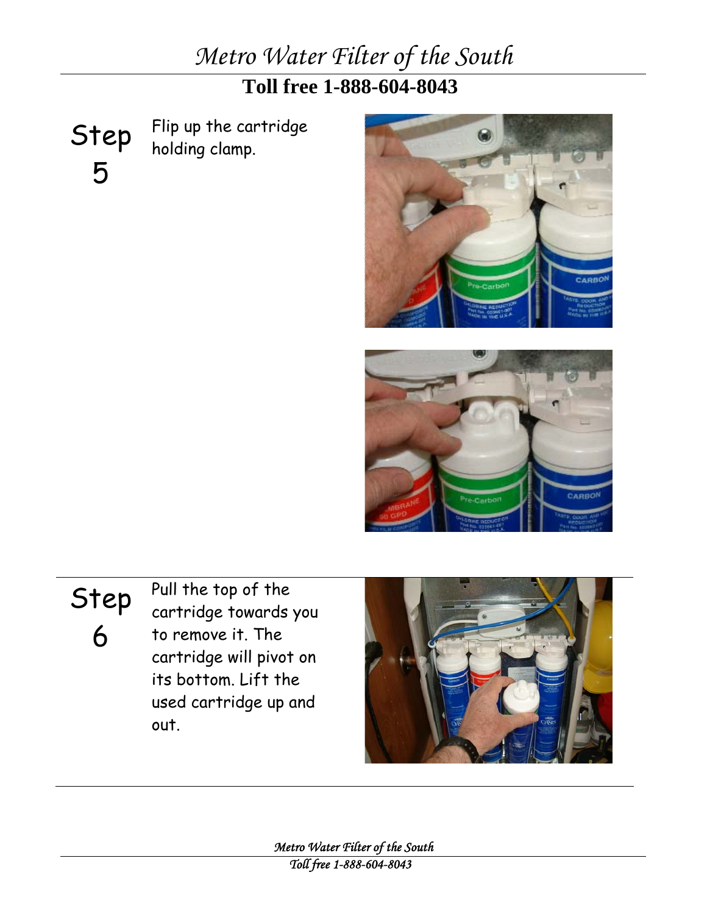## Step 5

Flip up the cartridge holding clamp.

## Step 6

Pull the top of the cartridge towards you to remove it. The cartridge will pivot on its bottom. Lift the used cartridge up and out.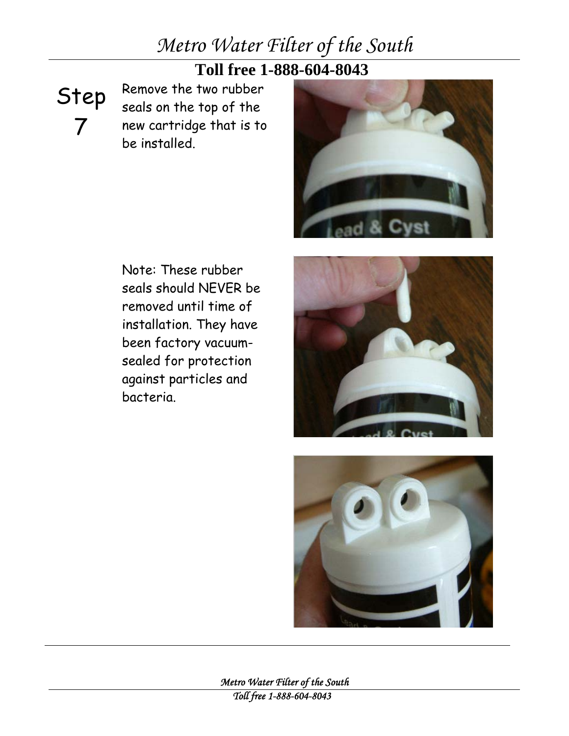## Step 7

Remove the two rubber seals on the top of the new cartridge that is to be installed.

Note: These rubber seals should NEVER be removed until time of installation. They have been factory vacuum-sealed for protection against particles and bacteria.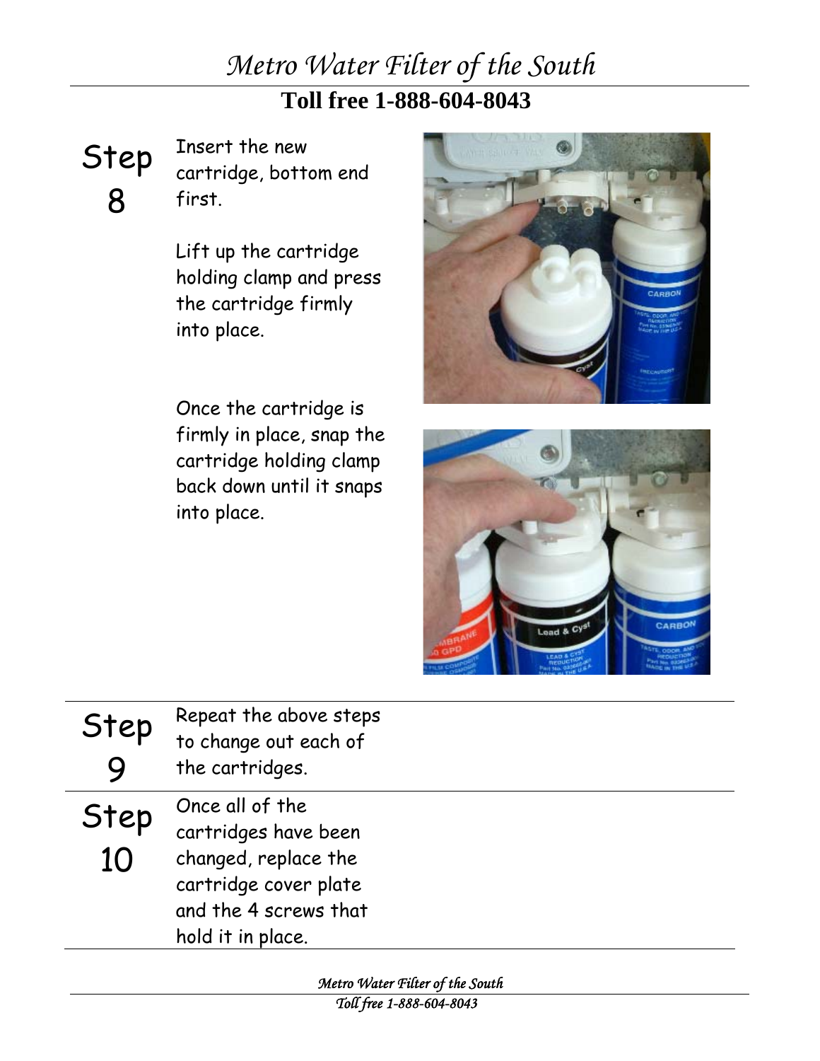## Step 8

Insert the new cartridge, bottom end first.

Lift up the cartridge holding clamp and press the cartridge firmly into place.

Once the cartridge is firmly in place, snap the cartridge holding clamp back down until it snaps into place.

## Step 9

Repeat the above steps to change out each of the cartridges.

## Step 10

Once all of the cartridges have been changed, replace the cartridge cover plate and the 4 screws that hold it in place.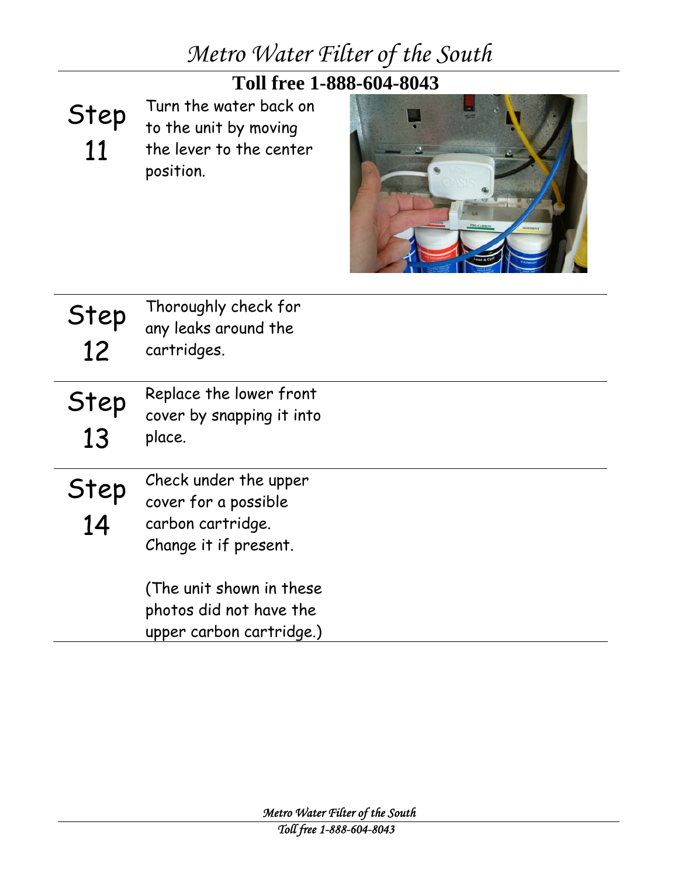| | |
|---|---|
| Step 11 | Turn the water back on to the unit by moving the lever to the center position. |
| Step 12 | Thoroughly check for any leaks around the cartridges. |
| Step 13 | Replace the lower front cover by snapping it into place. |
| Step 14 | Check under the upper cover for a possible carbon cartridge. Change it if present. (The unit shown in these photos did not have the upper carbon cartridge.) |